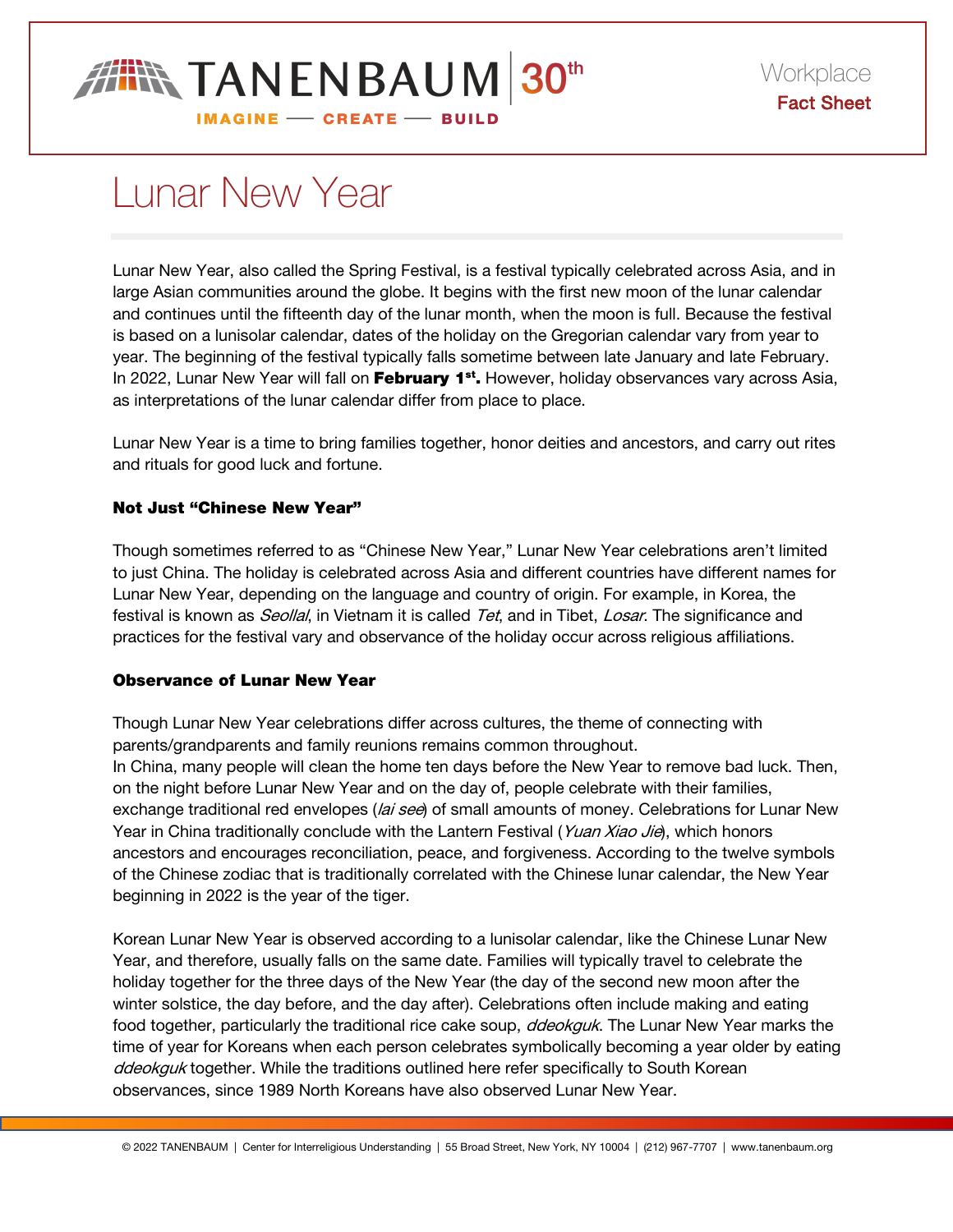# Lunar New Year

Lunar New Year, also called the Spring Festival, is a festival typically celebrated across Asia, and in large Asian communities around the globe. It begins with the first new moon of the lunar calendar and continues until the fifteenth day of the lunar month, when the moon is full. Because the festival is based on a lunisolar calendar, dates of the holiday on the Gregorian calendar vary from year to year. The beginning of the festival typically falls sometime between late January and late February. In 2022, Lunar New Year will fall on **February 1st.** However, holiday observances vary across Asia, as interpretations of the lunar calendar differ from place to place.

Lunar New Year is a time to bring families together, honor deities and ancestors, and carry out rites and rituals for good luck and fortune.

### Not Just "Chinese New Year"

Though sometimes referred to as "Chinese New Year," Lunar New Year celebrations aren't limited to just China. The holiday is celebrated across Asia and different countries have different names for Lunar New Year, depending on the language and country of origin. For example, in Korea, the festival is known as *Seollal*, in Vietnam it is called *Tet*, and in Tibet, *Losar*. The significance and practices for the festival vary and observance of the holiday occur across religious affiliations.

### Observance of Lunar New Year

Though Lunar New Year celebrations differ across cultures, the theme of connecting with parents/grandparents and family reunions remains common throughout.

In China, many people will clean the home ten days before the New Year to remove bad luck. Then, on the night before Lunar New Year and on the day of, people celebrate with their families, exchange traditional red envelopes (*lai see*) of small amounts of money. Celebrations for Lunar New Year in China traditionally conclude with the Lantern Festival (*Yuan Xiao Jie*), which honors ancestors and encourages reconciliation, peace, and forgiveness. According to the twelve symbols of the Chinese zodiac that is traditionally correlated with the Chinese lunar calendar, the New Year beginning in 2022 is the year of the tiger.

Korean Lunar New Year is observed according to a lunisolar calendar, like the Chinese Lunar New Year, and therefore, usually falls on the same date. Families will typically travel to celebrate the holiday together for the three days of the New Year (the day of the second new moon after the winter solstice, the day before, and the day after). Celebrations often include making and eating food together, particularly the traditional rice cake soup, *ddeokguk*. The Lunar New Year marks the time of year for Koreans when each person celebrates symbolically becoming a year older by eating *ddeokguk* together. While the traditions outlined here refer specifically to South Korean observances, since 1989 North Koreans have also observed Lunar New Year.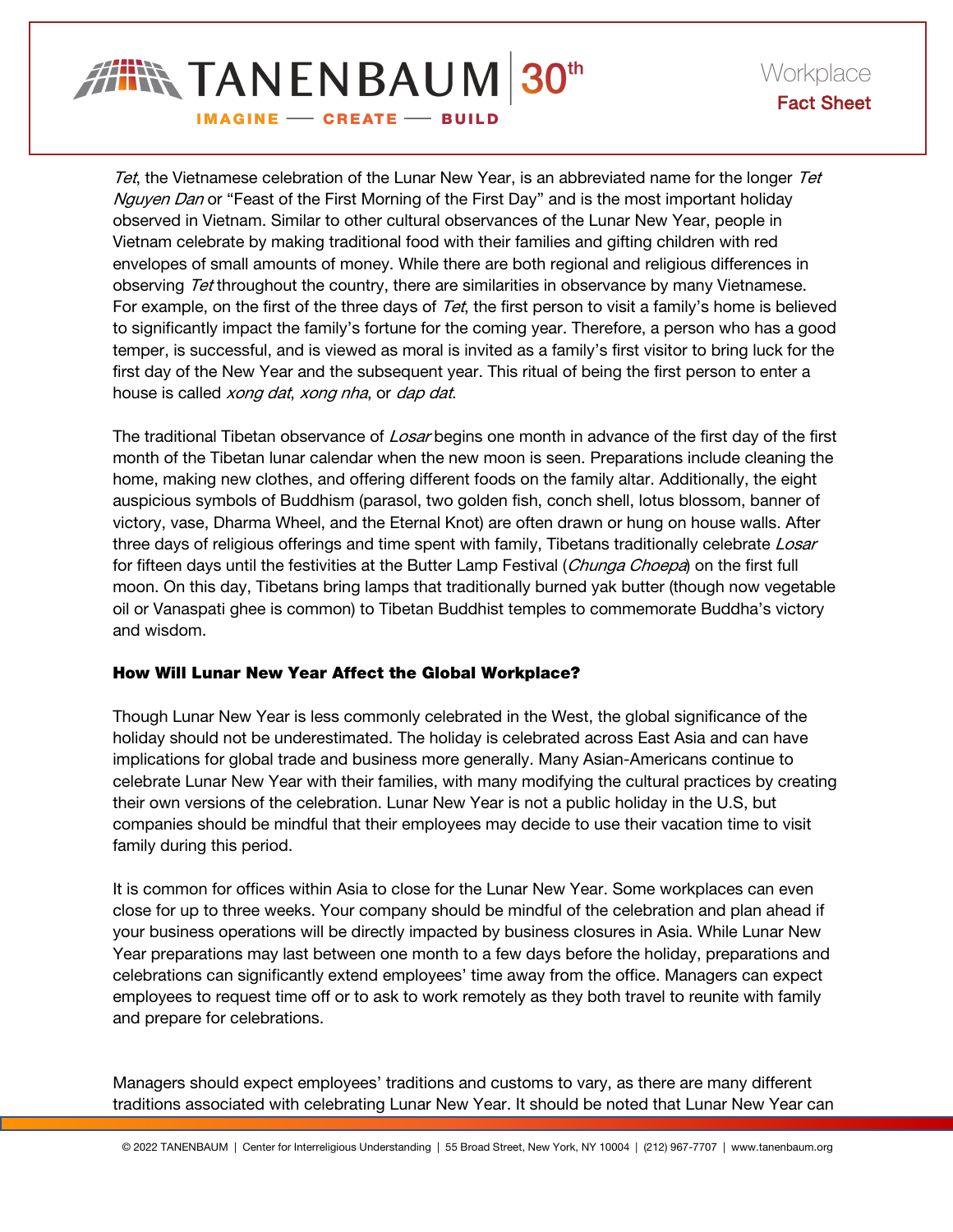*Tet*, the Vietnamese celebration of the Lunar New Year, is an abbreviated name for the longer *Tet Nguyen Dan* or "Feast of the First Morning of the First Day" and is the most important holiday observed in Vietnam. Similar to other cultural observances of the Lunar New Year, people in Vietnam celebrate by making traditional food with their families and gifting children with red envelopes of small amounts of money. While there are both regional and religious differences in observing *Tet* throughout the country, there are similarities in observance by many Vietnamese. For example, on the first of the three days of *Tet*, the first person to visit a family's home is believed to significantly impact the family's fortune for the coming year. Therefore, a person who has a good temper, is successful, and is viewed as moral is invited as a family's first visitor to bring luck for the first day of the New Year and the subsequent year. This ritual of being the first person to enter a house is called *xong dat*, *xong nha*, or *dap dat*.

The traditional Tibetan observance of *Losar* begins one month in advance of the first day of the first month of the Tibetan lunar calendar when the new moon is seen. Preparations include cleaning the home, making new clothes, and offering different foods on the family altar. Additionally, the eight auspicious symbols of Buddhism (parasol, two golden fish, conch shell, lotus blossom, banner of victory, vase, Dharma Wheel, and the Eternal Knot) are often drawn or hung on house walls. After three days of religious offerings and time spent with family, Tibetans traditionally celebrate *Losar* for fifteen days until the festivities at the Butter Lamp Festival (*Chunga Choepa*) on the first full moon. On this day, Tibetans bring lamps that traditionally burned yak butter (though now vegetable oil or Vanaspati ghee is common) to Tibetan Buddhist temples to commemorate Buddha's victory and wisdom.

### How Will Lunar New Year Affect the Global Workplace?

Though Lunar New Year is less commonly celebrated in the West, the global significance of the holiday should not be underestimated. The holiday is celebrated across East Asia and can have implications for global trade and business more generally. Many Asian-Americans continue to celebrate Lunar New Year with their families, with many modifying the cultural practices by creating their own versions of the celebration. Lunar New Year is not a public holiday in the U.S, but companies should be mindful that their employees may decide to use their vacation time to visit family during this period.

It is common for offices within Asia to close for the Lunar New Year. Some workplaces can even close for up to three weeks. Your company should be mindful of the celebration and plan ahead if your business operations will be directly impacted by business closures in Asia. While Lunar New Year preparations may last between one month to a few days before the holiday, preparations and celebrations can significantly extend employees' time away from the office. Managers can expect employees to request time off or to ask to work remotely as they both travel to reunite with family and prepare for celebrations.

Managers should expect employees' traditions and customs to vary, as there are many different traditions associated with celebrating Lunar New Year. It should be noted that Lunar New Year can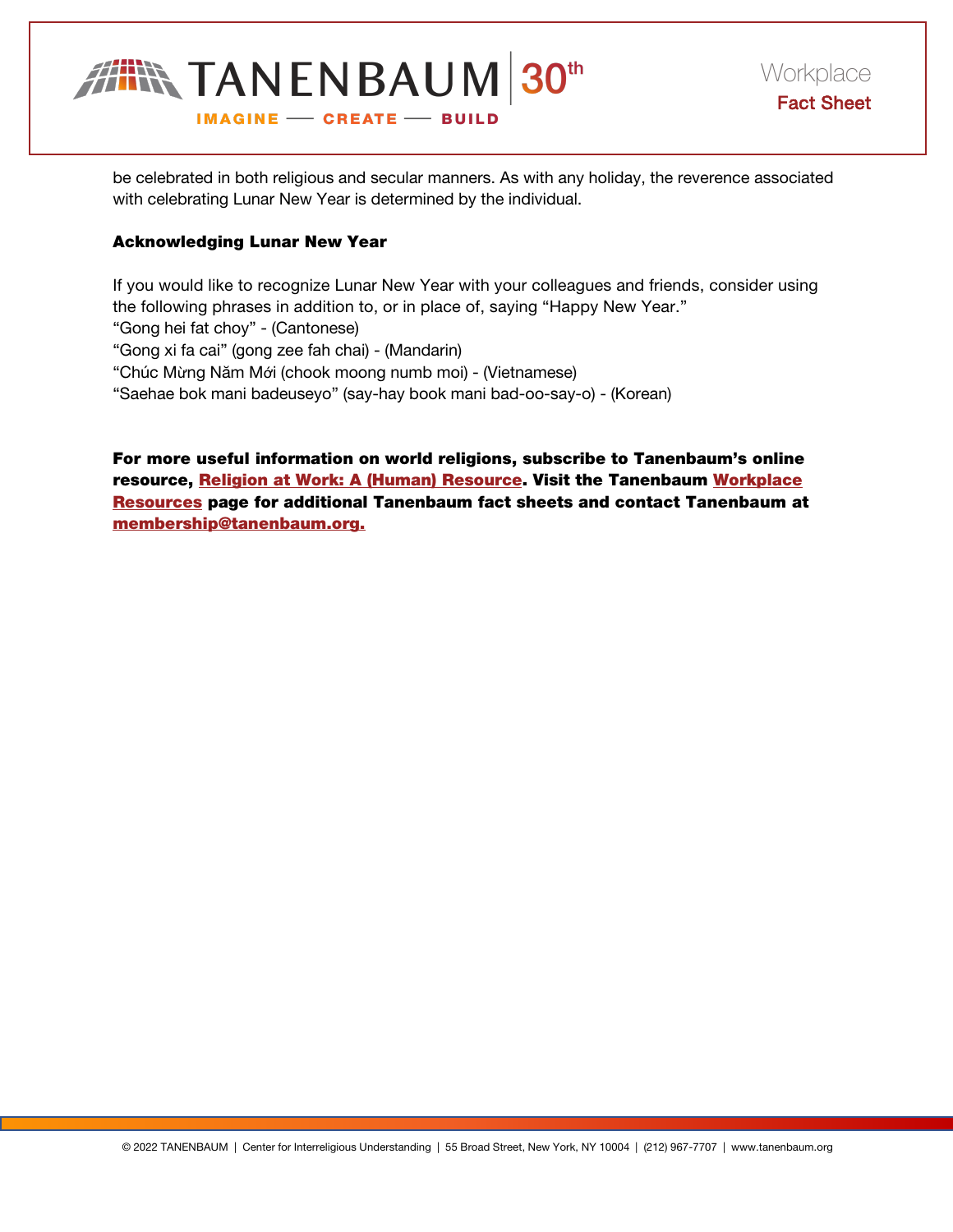be celebrated in both religious and secular manners. As with any holiday, the reverence associated with celebrating Lunar New Year is determined by the individual.

### Acknowledging Lunar New Year

If you would like to recognize Lunar New Year with your colleagues and friends, consider using the following phrases in addition to, or in place of, saying "Happy New Year."
"Gong hei fat choy" - (Cantonese)
"Gong xi fa cai" (gong zee fah chai) - (Mandarin)
"Chúc Mừng Năm Mới (chook moong numb moi) - (Vietnamese)
"Saehae bok mani badeuseyo" (say-hay book mani bad-oo-say-o) - (Korean)

**For more useful information on world religions, subscribe to Tanenbaum's online resource, Religion at Work: A (Human) Resource. Visit the Tanenbaum Workplace Resources page for additional Tanenbaum fact sheets and contact Tanenbaum at membership@tanenbaum.org.**